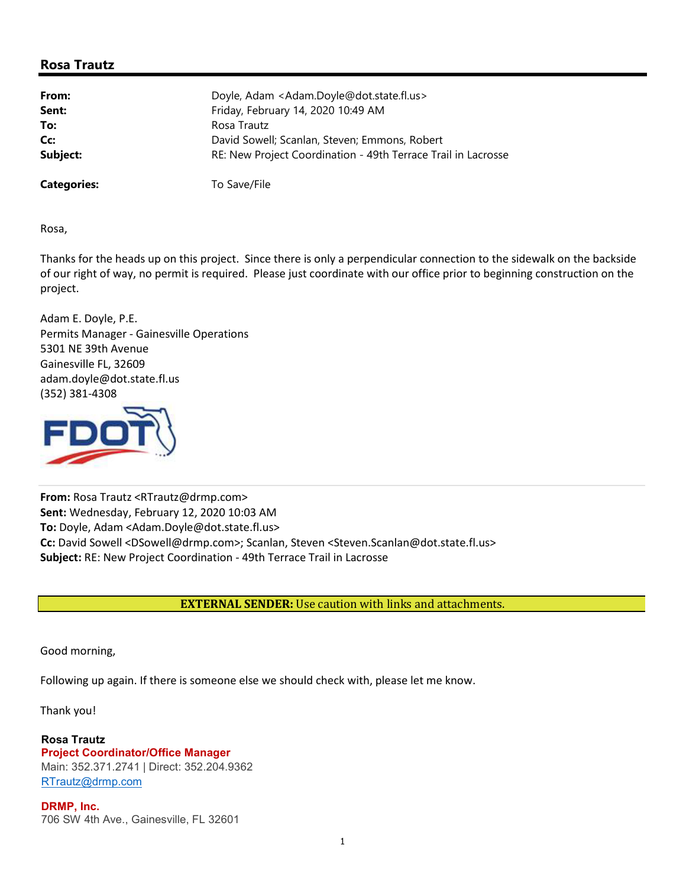## Rosa Trautz

| | |
|---|---|
| **From:** | Doyle, Adam <Adam.Doyle@dot.state.fl.us> |
| **Sent:** | Friday, February 14, 2020 10:49 AM |
| **To:** | Rosa Trautz |
| **Cc:** | David Sowell; Scanlan, Steven; Emmons, Robert |
| **Subject:** | RE: New Project Coordination - 49th Terrace Trail in Lacrosse |
| **Categories:** | To Save/File |

Rosa,

Thanks for the heads up on this project. Since there is only a perpendicular connection to the sidewalk on the backside of our right of way, no permit is required. Please just coordinate with our office prior to beginning construction on the project.

Adam E. Doyle, P.E.
Permits Manager - Gainesville Operations
5301 NE 39th Avenue
Gainesville FL, 32609
adam.doyle@dot.state.fl.us
(352) 381-4308

FDOT

---

**From:** Rosa Trautz <RTrautz@drmp.com>
**Sent:** Wednesday, February 12, 2020 10:03 AM
**To:** Doyle, Adam <Adam.Doyle@dot.state.fl.us>
**Cc:** David Sowell <DSowell@drmp.com>; Scanlan, Steven <Steven.Scanlan@dot.state.fl.us>
**Subject:** RE: New Project Coordination - 49th Terrace Trail in Lacrosse

**EXTERNAL SENDER:** Use caution with links and attachments.

Good morning,

Following up again. If there is someone else we should check with, please let me know.

Thank you!

**Rosa Trautz**
**Project Coordinator/Office Manager**
Main: 352.371.2741 | Direct: 352.204.9362
RTrautz@drmp.com

**DRMP, Inc.**
706 SW 4th Ave., Gainesville, FL 32601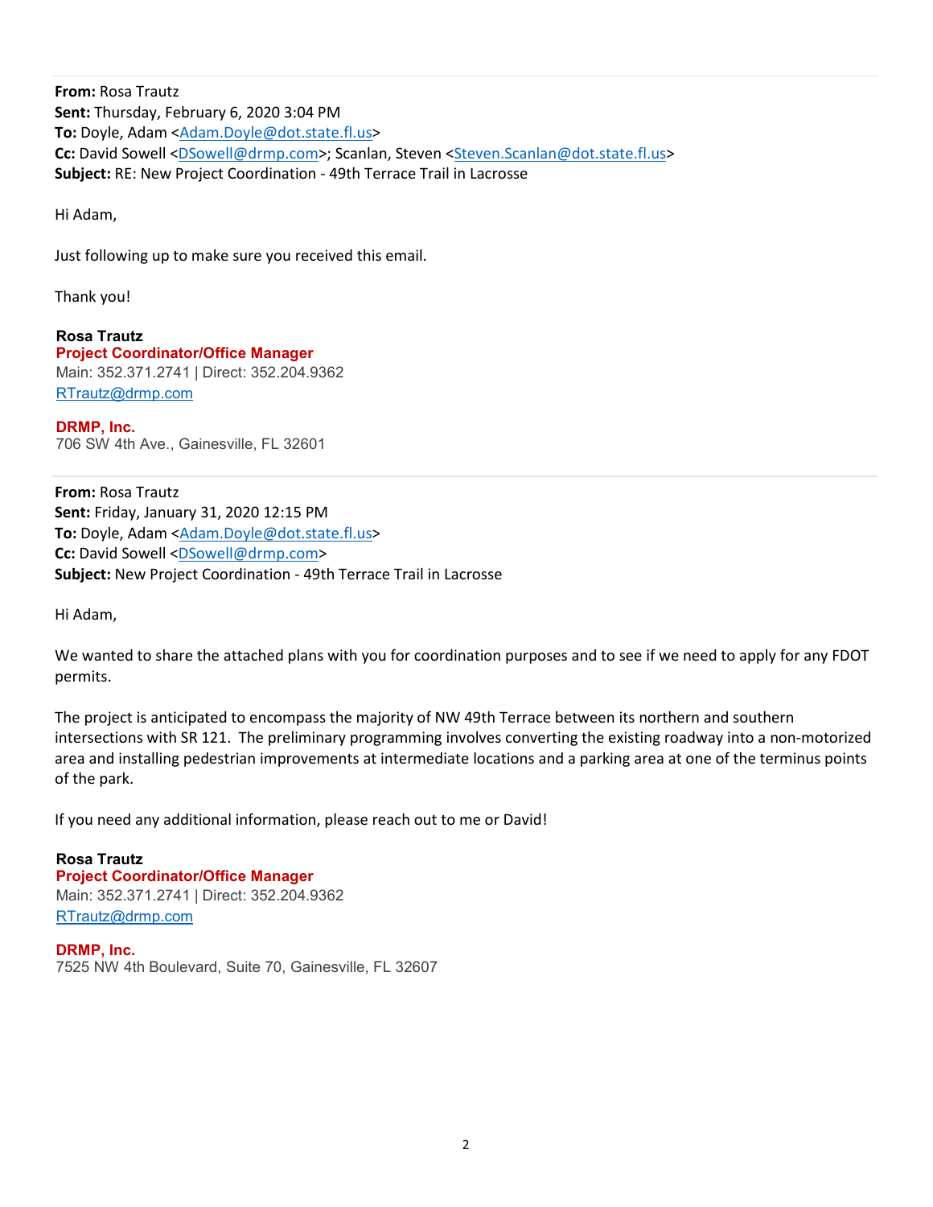**From:** Rosa Trautz
**Sent:** Thursday, February 6, 2020 3:04 PM
**To:** Doyle, Adam <Adam.Doyle@dot.state.fl.us>
**Cc:** David Sowell <DSowell@drmp.com>; Scanlan, Steven <Steven.Scanlan@dot.state.fl.us>
**Subject:** RE: New Project Coordination - 49th Terrace Trail in Lacrosse

Hi Adam,

Just following up to make sure you received this email.

Thank you!

**Rosa Trautz**
**Project Coordinator/Office Manager**
Main: 352.371.2741 | Direct: 352.204.9362
RTrautz@drmp.com

**DRMP, Inc.**
706 SW 4th Ave., Gainesville, FL 32601

---

**From:** Rosa Trautz
**Sent:** Friday, January 31, 2020 12:15 PM
**To:** Doyle, Adam <Adam.Doyle@dot.state.fl.us>
**Cc:** David Sowell <DSowell@drmp.com>
**Subject:** New Project Coordination - 49th Terrace Trail in Lacrosse

Hi Adam,

We wanted to share the attached plans with you for coordination purposes and to see if we need to apply for any FDOT permits.

The project is anticipated to encompass the majority of NW 49th Terrace between its northern and southern intersections with SR 121. The preliminary programming involves converting the existing roadway into a non-motorized area and installing pedestrian improvements at intermediate locations and a parking area at one of the terminus points of the park.

If you need any additional information, please reach out to me or David!

**Rosa Trautz**
**Project Coordinator/Office Manager**
Main: 352.371.2741 | Direct: 352.204.9362
RTrautz@drmp.com

**DRMP, Inc.**
7525 NW 4th Boulevard, Suite 70, Gainesville, FL 32607